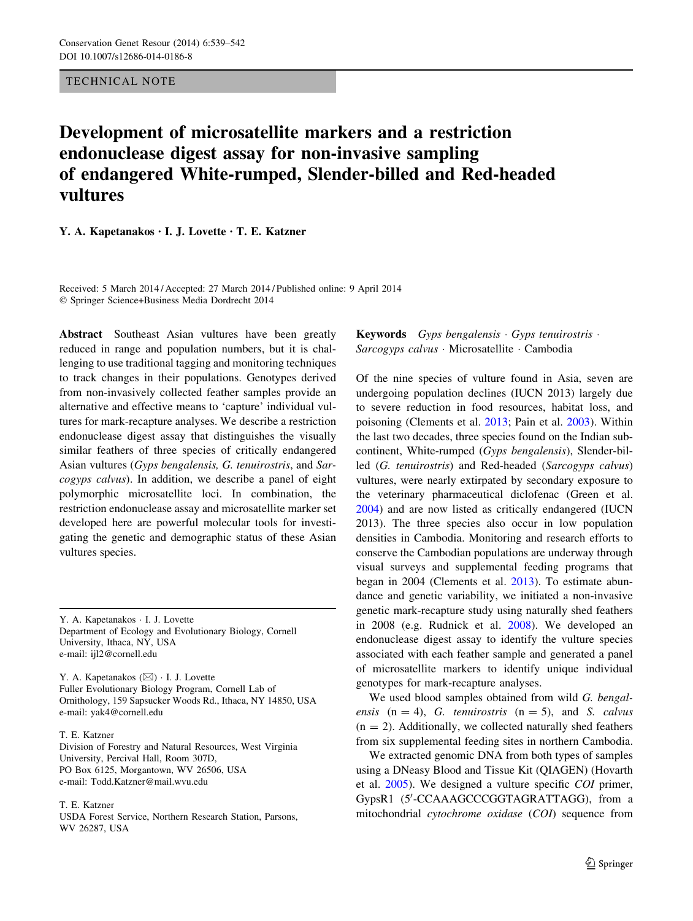TECHNICAL NOTE

# Development of microsatellite markers and a restriction endonuclease digest assay for non-invasive sampling of endangered White-rumped, Slender-billed and Red-headed vultures

**Y. A. Kapetanakos · I. J. Lovette · T. E. Katzner**

Received: 5 March 2014 / Accepted: 27 March 2014 / Published online: 9 April 2014
© Springer Science+Business Media Dordrecht 2014

**Abstract** Southeast Asian vultures have been greatly reduced in range and population numbers, but it is challenging to use traditional tagging and monitoring techniques to track changes in their populations. Genotypes derived from non-invasively collected feather samples provide an alternative and effective means to 'capture' individual vultures for mark-recapture analyses. We describe a restriction endonuclease digest assay that distinguishes the visually similar feathers of three species of critically endangered Asian vultures (*Gyps bengalensis, G. tenuirostris*, and *Sarcogyps calvus*). In addition, we describe a panel of eight polymorphic microsatellite loci. In combination, the restriction endonuclease assay and microsatellite marker set developed here are powerful molecular tools for investigating the genetic and demographic status of these Asian vultures species.

Y. A. Kapetanakos · I. J. Lovette
Department of Ecology and Evolutionary Biology, Cornell University, Ithaca, NY, USA
e-mail: ijl2@cornell.edu

Y. A. Kapetanakos (✉) · I. J. Lovette
Fuller Evolutionary Biology Program, Cornell Lab of Ornithology, 159 Sapsucker Woods Rd., Ithaca, NY 14850, USA
e-mail: yak4@cornell.edu

T. E. Katzner
Division of Forestry and Natural Resources, West Virginia University, Percival Hall, Room 307D, PO Box 6125, Morgantown, WV 26506, USA
e-mail: Todd.Katzner@mail.wvu.edu

T. E. Katzner
USDA Forest Service, Northern Research Station, Parsons, WV 26287, USA

**Keywords** *Gyps bengalensis* · *Gyps tenuirostris* · *Sarcogyps calvus* · Microsatellite · Cambodia

Of the nine species of vulture found in Asia, seven are undergoing population declines (IUCN 2013) largely due to severe reduction in food resources, habitat loss, and poisoning (Clements et al. 2013; Pain et al. 2003). Within the last two decades, three species found on the Indian subcontinent, White-rumped (*Gyps bengalensis*), Slender-billed (*G. tenuirostris*) and Red-headed (*Sarcogyps calvus*) vultures, were nearly extirpated by secondary exposure to the veterinary pharmaceutical diclofenac (Green et al. 2004) and are now listed as critically endangered (IUCN 2013). The three species also occur in low population densities in Cambodia. Monitoring and research efforts to conserve the Cambodian populations are underway through visual surveys and supplemental feeding programs that began in 2004 (Clements et al. 2013). To estimate abundance and genetic variability, we initiated a non-invasive genetic mark-recapture study using naturally shed feathers in 2008 (e.g. Rudnick et al. 2008). We developed an endonuclease digest assay to identify the vulture species associated with each feather sample and generated a panel of microsatellite markers to identify unique individual genotypes for mark-recapture analyses.

We used blood samples obtained from wild *G. bengalensis* (n = 4), *G. tenuirostris* (n = 5), and *S. calvus* (n = 2). Additionally, we collected naturally shed feathers from six supplemental feeding sites in northern Cambodia.

We extracted genomic DNA from both types of samples using a DNeasy Blood and Tissue Kit (QIAGEN) (Hovarth et al. 2005). We designed a vulture specific *COI* primer, GypsR1 (5′-CCAAAGCCCGGTAGRATTAGG), from a mitochondrial *cytochrome oxidase* (*COI*) sequence from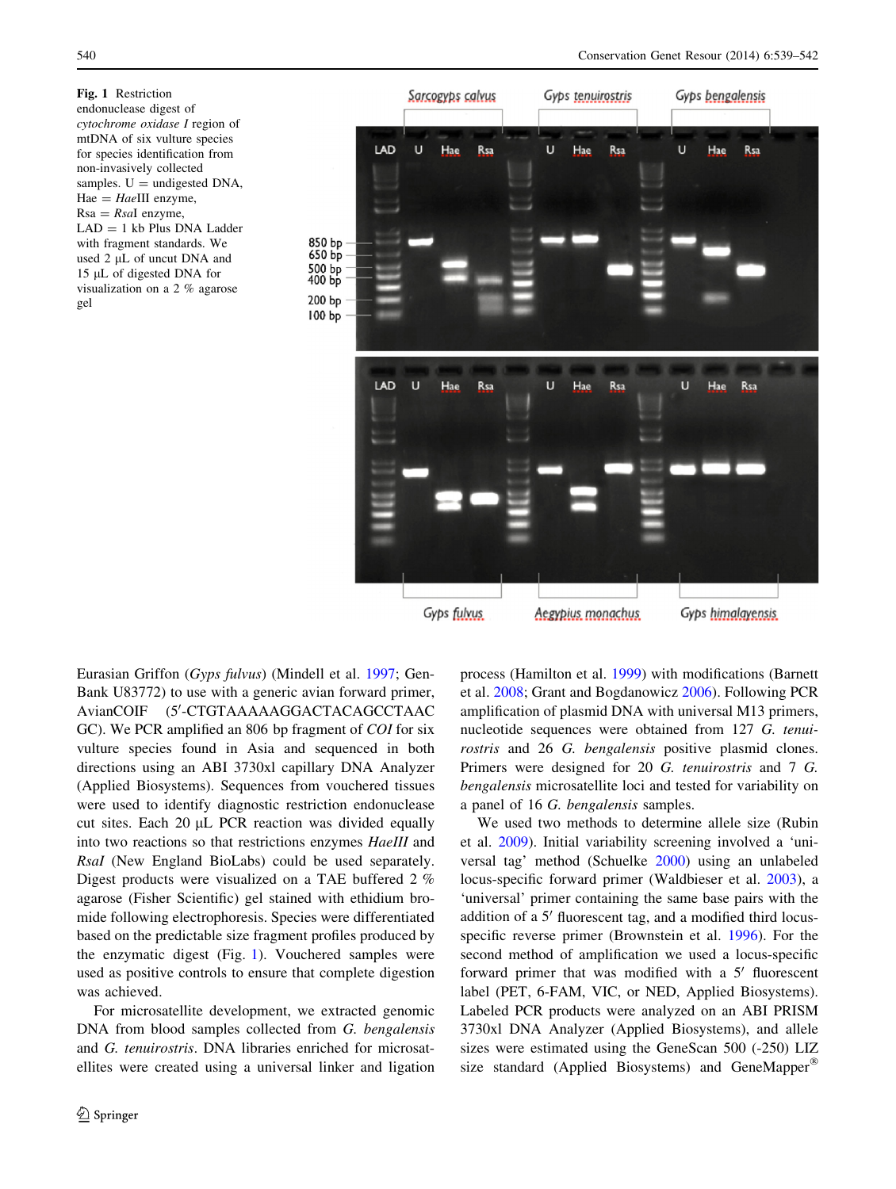**Fig. 1** Restriction endonuclease digest of *cytochrome oxidase I* region of mtDNA of six vulture species for species identification from non-invasively collected samples. U = undigested DNA, Hae = *Hae*III enzyme, Rsa = *Rsa*I enzyme, LAD = 1 kb Plus DNA Ladder with fragment standards. We used 2 µL of uncut DNA and 15 µL of digested DNA for visualization on a 2 % agarose gel

Eurasian Griffon (*Gyps fulvus*) (Mindell et al. 1997; GenBank U83772) to use with a generic avian forward primer, AvianCOIF (5′-CTGTAAAAAGGACTACAGCCTAACGC). We PCR amplified an 806 bp fragment of *COI* for six vulture species found in Asia and sequenced in both directions using an ABI 3730xl capillary DNA Analyzer (Applied Biosystems). Sequences from vouchered tissues were used to identify diagnostic restriction endonuclease cut sites. Each 20 µL PCR reaction was divided equally into two reactions so that restrictions enzymes *HaeIII* and *RsaI* (New England BioLabs) could be used separately. Digest products were visualized on a TAE buffered 2 % agarose (Fisher Scientific) gel stained with ethidium bromide following electrophoresis. Species were differentiated based on the predictable size fragment profiles produced by the enzymatic digest (Fig. 1). Vouchered samples were used as positive controls to ensure that complete digestion was achieved.

For microsatellite development, we extracted genomic DNA from blood samples collected from *G. bengalensis* and *G. tenuirostris*. DNA libraries enriched for microsatellites were created using a universal linker and ligation process (Hamilton et al. 1999) with modifications (Barnett et al. 2008; Grant and Bogdanowicz 2006). Following PCR amplification of plasmid DNA with universal M13 primers, nucleotide sequences were obtained from 127 *G. tenuirostris* and 26 *G. bengalensis* positive plasmid clones. Primers were designed for 20 *G. tenuirostris* and 7 *G. bengalensis* microsatellite loci and tested for variability on a panel of 16 *G. bengalensis* samples.

We used two methods to determine allele size (Rubin et al. 2009). Initial variability screening involved a 'universal tag' method (Schuelke 2000) using an unlabeled locus-specific forward primer (Waldbieser et al. 2003), a 'universal' primer containing the same base pairs with the addition of a 5′ fluorescent tag, and a modified third locus-specific reverse primer (Brownstein et al. 1996). For the second method of amplification we used a locus-specific forward primer that was modified with a 5′ fluorescent label (PET, 6-FAM, VIC, or NED, Applied Biosystems). Labeled PCR products were analyzed on an ABI PRISM 3730xl DNA Analyzer (Applied Biosystems), and allele sizes were estimated using the GeneScan 500 (-250) LIZ size standard (Applied Biosystems) and GeneMapper®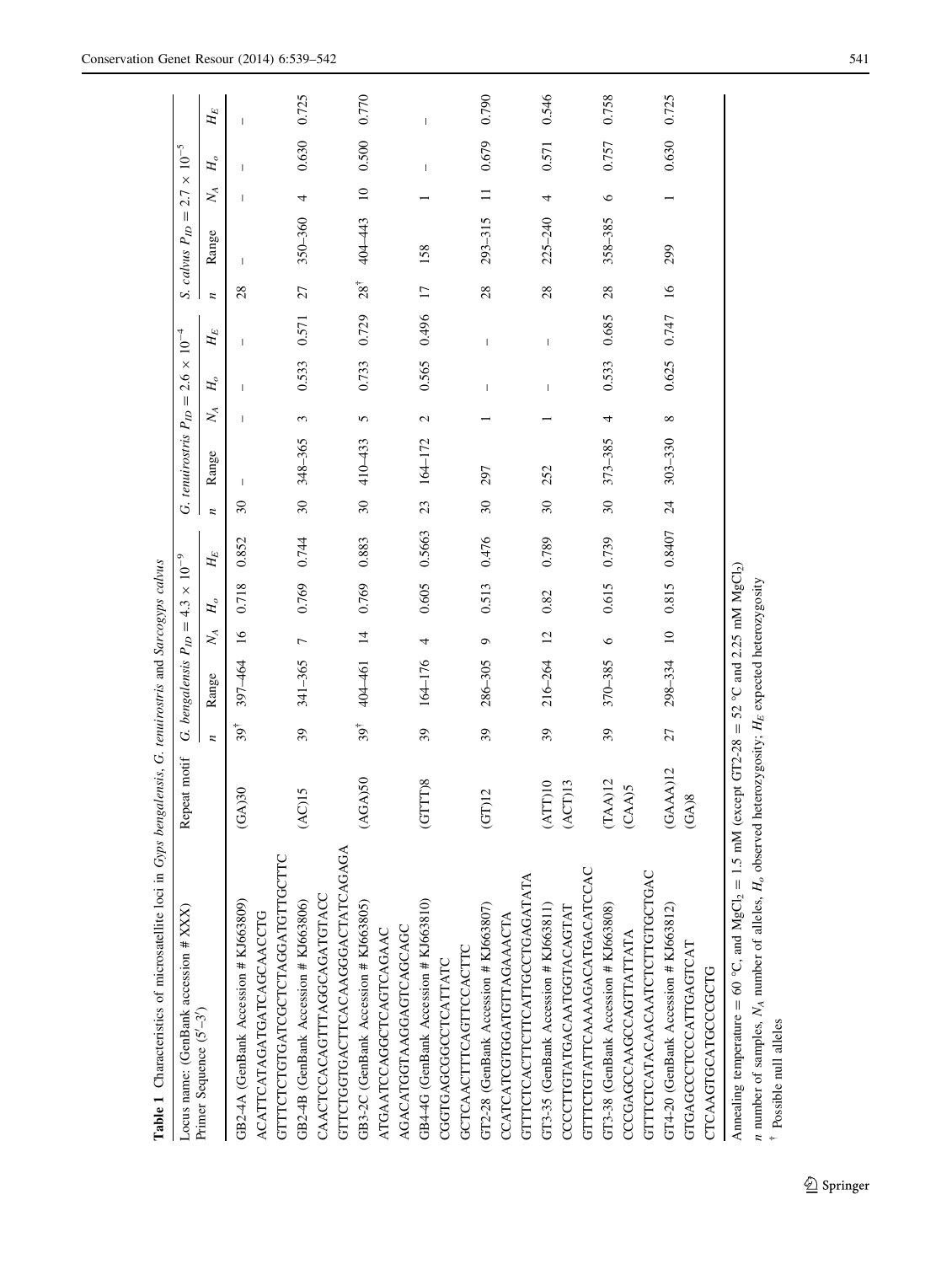**Table 1** Characteristics of microsatellite loci in *Gyps bengalensis*, *G. tenuirostris* and *Sarcogyps calvus*

| Locus name: (GenBank accession # XXX) Primer Sequence (5′–3′) | Repeat motif | *G. bengalensis* $P_{ID} = 4.3 \times 10^{-9}$ | | | | | *G. tenuirostris* $P_{ID} = 2.6 \times 10^{-4}$ | | | | | *S. calvus* $P_{ID} = 2.7 \times 10^{-5}$ | | | | |
|---|---|---|---|---|---|---|---|---|---|---|---|---|---|---|---|---|
| | | *n* | Range | $N_A$ | $H_o$ | $H_E$ | *n* | Range | $N_A$ | $H_o$ | $H_E$ | *n* | Range | $N_A$ | $H_o$ | $H_E$ |
| GB2-4A (GenBank Accession # KJ663809) ACATTCATAGATGATCAGCAACCTG GTTTCTCTGTGATCGCTCTAGGATGTTGCTTC | (GA)30 | 39[†] | 397–464 | 16 | 0.718 | 0.852 | 30 | – | – | – | – | 28 | – | – | – | – |
| GB2-4B (GenBank Accession # KJ663806) CAACTCCACAGTTTAGGCAGATGTACC GTTCTGGTGACTTCACAAGGGACTATCAGAGA | (AC)15 | 39 | 341–365 | 7 | 0.769 | 0.744 | 30 | 348–365 | 3 | 0.533 | 0.571 | 27 | 350–360 | 4 | 0.630 | 0.725 |
| GB3-2C (GenBank Accession # KJ663805) ATGAATCCAGGCTCAGTCAGAAC AGACATGGTAAGGAGTCAGCAGC | (AGA)50 | 39[†] | 404–461 | 14 | 0.769 | 0.883 | 30 | 410–433 | 5 | 0.733 | 0.729 | 28[†] | 404–443 | 10 | 0.500 | 0.770 |
| GB4-4G (GenBank Accession # KJ663810) CGGTGAGCGGCCTCATTATC GCTCAACTTTCAGTTCCACTTC | (GTTT)8 | 39 | 164–176 | 4 | 0.605 | 0.5663 | 23 | 164–172 | 2 | 0.565 | 0.496 | 17 | 158 | 1 | – | – |
| GT2-28 (GenBank Accession # KJ663807) CCATCATCGTGGATGTTAGAAACTA GTTTCTCACTTCTTCATTGCCTGAGATATA | (GT)12 | 39 | 286–305 | 9 | 0.513 | 0.476 | 30 | 297 | 1 | – | – | 28 | 293–315 | 11 | 0.679 | 0.790 |
| GT3-35 (GenBank Accession # KJ663811) CCCCTTGTATGACAATGGTACAGTAT GTTTCTGTATTCAAAAGACATGACATCCAC | (ATT)10 (ACT)13 | 39 | 216–264 | 12 | 0.82 | 0.789 | 30 | 252 | 1 | – | – | 28 | 225–240 | 4 | 0.571 | 0.546 |
| GT3-38 (GenBank Accession # KJ663808) CCCGAGCCAAGCCAGTTATTATA GTTTCTCATACAACAATCTCTTGTGCTGAC | (TAA)12 (CAA)5 | 39 | 370–385 | 6 | 0.615 | 0.739 | 30 | 373–385 | 4 | 0.533 | 0.685 | 28 | 358–385 | 6 | 0.757 | 0.758 |
| GT4-20 (GenBank Accession # KJ663812) GTGAGCCCTCCCATTGAGTCAT CTCAAGTGCATGCCCGCTG | (GAAA)12 (GA)8 | 27 | 298–334 | 10 | 0.815 | 0.8407 | 24 | 303–330 | 8 | 0.625 | 0.747 | 16 | 299 | 1 | 0.630 | 0.725 |

Annealing temperature = 60 °C, and $MgCl_2$ = 1.5 mM (except GT2-28 = 52 °C and 2.25 mM $MgCl_2$)

*n* number of samples, $N_A$ number of alleles, $H_o$ observed heterozygosity; $H_E$ expected heterozygosity

[†] Possible null alleles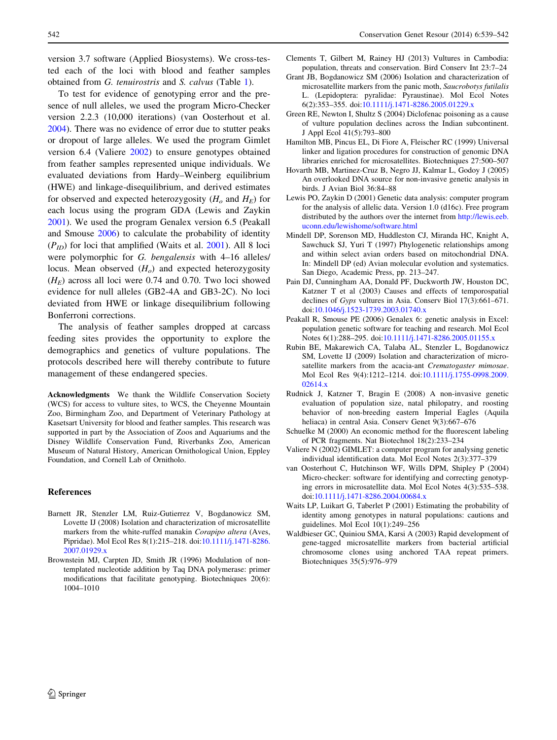version 3.7 software (Applied Biosystems). We cross-tested each of the loci with blood and feather samples obtained from *G. tenuirostris* and *S. calvus* (Table 1).

To test for evidence of genotyping error and the presence of null alleles, we used the program Micro-Checker version 2.2.3 (10,000 iterations) (van Oosterhout et al. 2004). There was no evidence of error due to stutter peaks or dropout of large alleles. We used the program Gimlet version 6.4 (Valiere 2002) to ensure genotypes obtained from feather samples represented unique individuals. We evaluated deviations from Hardy–Weinberg equilibrium (HWE) and linkage-disequilibrium, and derived estimates for observed and expected heterozygosity ($H_o$ and $H_E$) for each locus using the program GDA (Lewis and Zaykin 2001). We used the program Genalex version 6.5 (Peakall and Smouse 2006) to calculate the probability of identity ($P_{ID}$) for loci that amplified (Waits et al. 2001). All 8 loci were polymorphic for *G. bengalensis* with 4–16 alleles/locus. Mean observed ($H_o$) and expected heterozygosity ($H_E$) across all loci were 0.74 and 0.70. Two loci showed evidence for null alleles (GB2-4A and GB3-2C). No loci deviated from HWE or linkage disequilibrium following Bonferroni corrections.

The analysis of feather samples dropped at carcass feeding sites provides the opportunity to explore the demographics and genetics of vulture populations. The protocols described here will thereby contribute to future management of these endangered species.

**Acknowledgments** We thank the Wildlife Conservation Society (WCS) for access to vulture sites, to WCS, the Cheyenne Mountain Zoo, Birmingham Zoo, and Department of Veterinary Pathology at Kasetsart University for blood and feather samples. This research was supported in part by the Association of Zoos and Aquariums and the Disney Wildlife Conservation Fund, Riverbanks Zoo, American Museum of Natural History, American Ornithological Union, Eppley Foundation, and Cornell Lab of Ornitholo.

## References

Barnett JR, Stenzler LM, Ruiz-Gutierrez V, Bogdanowicz SM, Lovette IJ (2008) Isolation and characterization of microsatellite markers from the white-ruffed manakin *Corapipo altera* (Aves, Pipridae). Mol Ecol Res 8(1):215–218. doi:10.1111/j.1471-8286.2007.01929.x

Brownstein MJ, Carpten JD, Smith JR (1996) Modulation of non-templated nucleotide addition by Taq DNA polymerase: primer modifications that facilitate genotyping. Biotechniques 20(6): 1004–1010

Clements T, Gilbert M, Rainey HJ (2013) Vultures in Cambodia: population, threats and conservation. Bird Conserv Int 23:7–24

Grant JB, Bogdanowicz SM (2006) Isolation and characterization of microsatellite markers from the panic moth, *Saucrobotys futilalis* L. (Lepidoptera: pyralidae: Pyraustinae). Mol Ecol Notes 6(2):353–355. doi:10.1111/j.1471-8286.2005.01229.x

Green RE, Newton I, Shultz S (2004) Diclofenac poisoning as a cause of vulture population declines across the Indian subcontinent. J Appl Ecol 41(5):793–800

Hamilton MB, Pincus EL, Di Fiore A, Fleischer RC (1999) Universal linker and ligation procedures for construction of genomic DNA libraries enriched for microsatellites. Biotechniques 27:500–507

Hovarth MB, Martinez-Cruz B, Negro JJ, Kalmar L, Godoy J (2005) An overlooked DNA source for non-invasive genetic analysis in birds. J Avian Biol 36:84–88

Lewis PO, Zaykin D (2001) Genetic data analysis: computer program for the analysis of allelic data. Version 1.0 (d16c). Free program distributed by the authors over the internet from http://lewis.eeb.uconn.edu/lewishome/software.html

Mindell DP, Sorenson MD, Huddleston CJ, Miranda HC, Knight A, Sawchuck SJ, Yuri T (1997) Phylogenetic relationships among and within select avian orders based on mitochondrial DNA. In: Mindell DP (ed) Avian molecular evolution and systematics. San Diego, Academic Press, pp. 213–247.

Pain DJ, Cunningham AA, Donald PF, Duckworth JW, Houston DC, Katzner T et al (2003) Causes and effects of temporospatial declines of *Gyps* vultures in Asia. Conserv Biol 17(3):661–671. doi:10.1046/j.1523-1739.2003.01740.x

Peakall R, Smouse PE (2006) Genalex 6: genetic analysis in Excel: population genetic software for teaching and research. Mol Ecol Notes 6(1):288–295. doi:10.1111/j.1471-8286.2005.01155.x

Rubin BE, Makarewich CA, Talaba AL, Stenzler L, Bogdanowicz SM, Lovette IJ (2009) Isolation and characterization of microsatellite markers from the acacia-ant *Crematogaster mimosae*. Mol Ecol Res 9(4):1212–1214. doi:10.1111/j.1755-0998.2009.02614.x

Rudnick J, Katzner T, Bragin E (2008) A non-invasive genetic evaluation of population size, natal philopatry, and roosting behavior of non-breeding eastern Imperial Eagles (Aquila heliaca) in central Asia. Conserv Genet 9(3):667–676

Schuelke M (2000) An economic method for the fluorescent labeling of PCR fragments. Nat Biotechnol 18(2):233–234

Valiere N (2002) GIMLET: a computer program for analysing genetic individual identification data. Mol Ecol Notes 2(3):377–379

van Oosterhout C, Hutchinson WF, Wills DPM, Shipley P (2004) Micro-checker: software for identifying and correcting genotyping errors in microsatellite data. Mol Ecol Notes 4(3):535–538. doi:10.1111/j.1471-8286.2004.00684.x

Waits LP, Luikart G, Taberlet P (2001) Estimating the probability of identity among genotypes in natural populations: cautions and guidelines. Mol Ecol 10(1):249–256

Waldbieser GC, Quiniou SMA, Karsi A (2003) Rapid development of gene-tagged microsatellite markers from bacterial artificial chromosome clones using anchored TAA repeat primers. Biotechniques 35(5):976–979